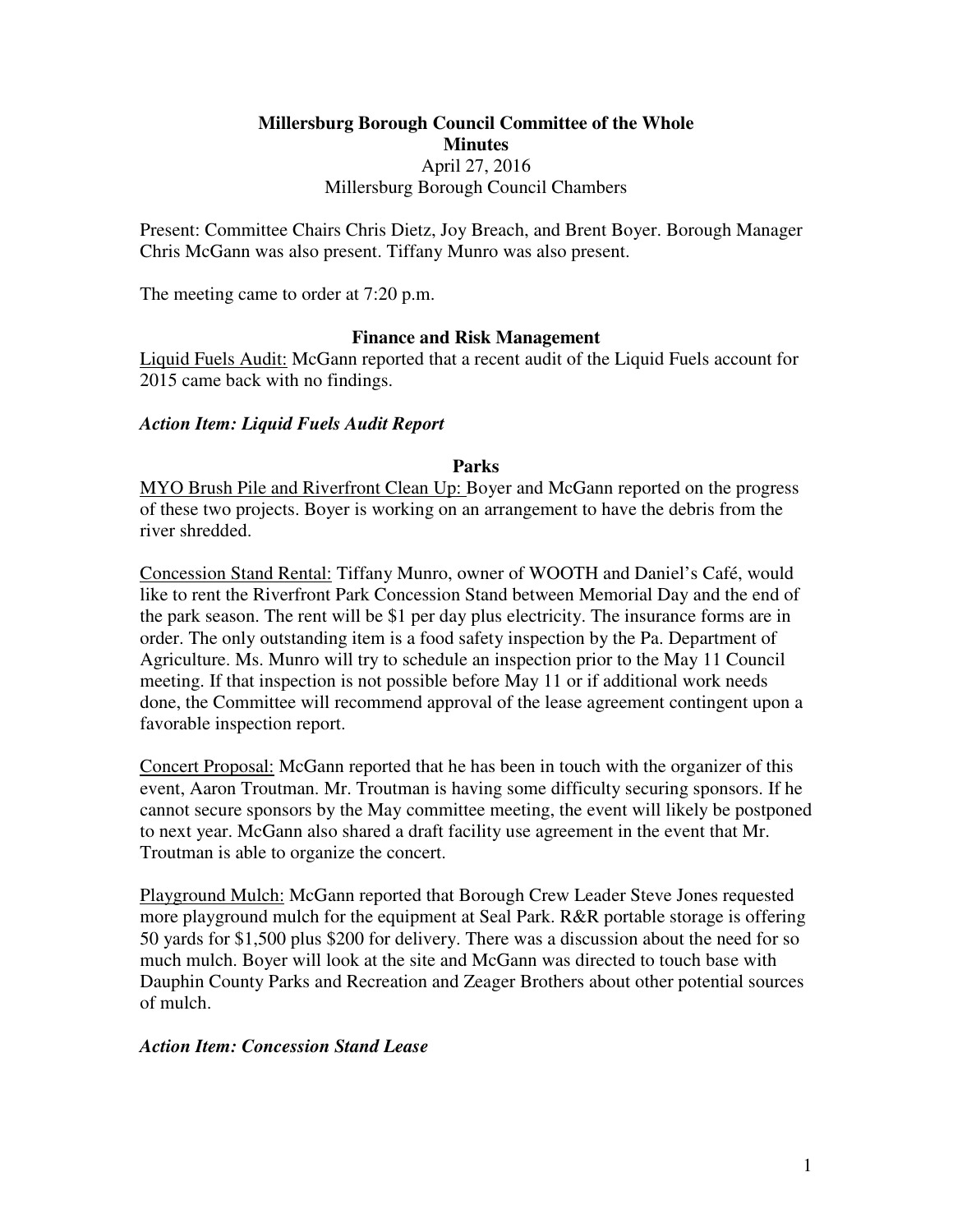# Millersburg Borough Council Committee of the Whole

## Minutes

April 27, 2016
Millersburg Borough Council Chambers

Present: Committee Chairs Chris Dietz, Joy Breach, and Brent Boyer. Borough Manager Chris McGann was also present. Tiffany Munro was also present.

The meeting came to order at 7:20 p.m.

### Finance and Risk Management

<u>Liquid Fuels Audit:</u> McGann reported that a recent audit of the Liquid Fuels account for 2015 came back with no findings.

***Action Item: Liquid Fuels Audit Report***

### Parks

<u>MYO Brush Pile and Riverfront Clean Up:</u> Boyer and McGann reported on the progress of these two projects. Boyer is working on an arrangement to have the debris from the river shredded.

<u>Concession Stand Rental:</u> Tiffany Munro, owner of WOOTH and Daniel's Café, would like to rent the Riverfront Park Concession Stand between Memorial Day and the end of the park season. The rent will be $1 per day plus electricity. The insurance forms are in order. The only outstanding item is a food safety inspection by the Pa. Department of Agriculture. Ms. Munro will try to schedule an inspection prior to the May 11 Council meeting. If that inspection is not possible before May 11 or if additional work needs done, the Committee will recommend approval of the lease agreement contingent upon a favorable inspection report.

<u>Concert Proposal:</u> McGann reported that he has been in touch with the organizer of this event, Aaron Troutman. Mr. Troutman is having some difficulty securing sponsors. If he cannot secure sponsors by the May committee meeting, the event will likely be postponed to next year. McGann also shared a draft facility use agreement in the event that Mr. Troutman is able to organize the concert.

<u>Playground Mulch:</u> McGann reported that Borough Crew Leader Steve Jones requested more playground mulch for the equipment at Seal Park. R&R portable storage is offering 50 yards for $1,500 plus $200 for delivery. There was a discussion about the need for so much mulch. Boyer will look at the site and McGann was directed to touch base with Dauphin County Parks and Recreation and Zeager Brothers about other potential sources of mulch.

***Action Item: Concession Stand Lease***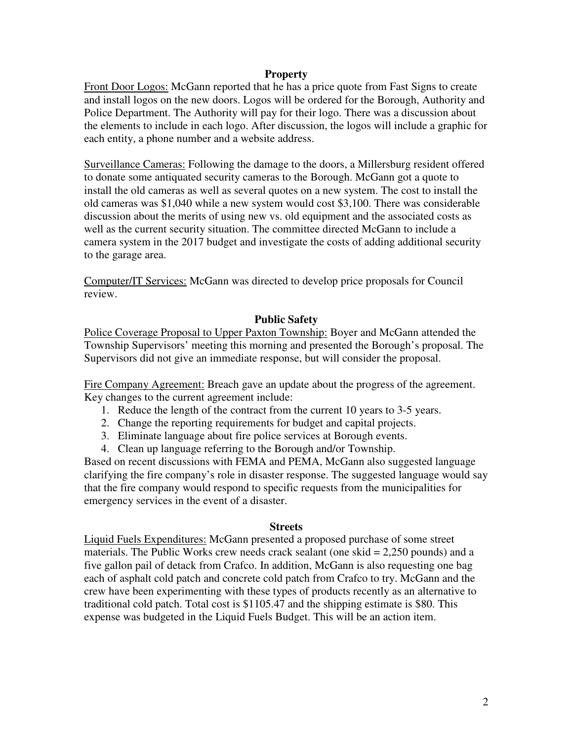## Property

Front Door Logos: McGann reported that he has a price quote from Fast Signs to create and install logos on the new doors. Logos will be ordered for the Borough, Authority and Police Department. The Authority will pay for their logo. There was a discussion about the elements to include in each logo. After discussion, the logos will include a graphic for each entity, a phone number and a website address.

Surveillance Cameras: Following the damage to the doors, a Millersburg resident offered to donate some antiquated security cameras to the Borough. McGann got a quote to install the old cameras as well as several quotes on a new system. The cost to install the old cameras was $1,040 while a new system would cost $3,100. There was considerable discussion about the merits of using new vs. old equipment and the associated costs as well as the current security situation. The committee directed McGann to include a camera system in the 2017 budget and investigate the costs of adding additional security to the garage area.

Computer/IT Services: McGann was directed to develop price proposals for Council review.

## Public Safety

Police Coverage Proposal to Upper Paxton Township: Boyer and McGann attended the Township Supervisors' meeting this morning and presented the Borough's proposal. The Supervisors did not give an immediate response, but will consider the proposal.

Fire Company Agreement: Breach gave an update about the progress of the agreement. Key changes to the current agreement include:

1. Reduce the length of the contract from the current 10 years to 3-5 years.
2. Change the reporting requirements for budget and capital projects.
3. Eliminate language about fire police services at Borough events.
4. Clean up language referring to the Borough and/or Township.

Based on recent discussions with FEMA and PEMA, McGann also suggested language clarifying the fire company's role in disaster response. The suggested language would say that the fire company would respond to specific requests from the municipalities for emergency services in the event of a disaster.

## Streets

Liquid Fuels Expenditures: McGann presented a proposed purchase of some street materials. The Public Works crew needs crack sealant (one skid = 2,250 pounds) and a five gallon pail of detack from Crafco. In addition, McGann is also requesting one bag each of asphalt cold patch and concrete cold patch from Crafco to try. McGann and the crew have been experimenting with these types of products recently as an alternative to traditional cold patch. Total cost is $1105.47 and the shipping estimate is $80. This expense was budgeted in the Liquid Fuels Budget. This will be an action item.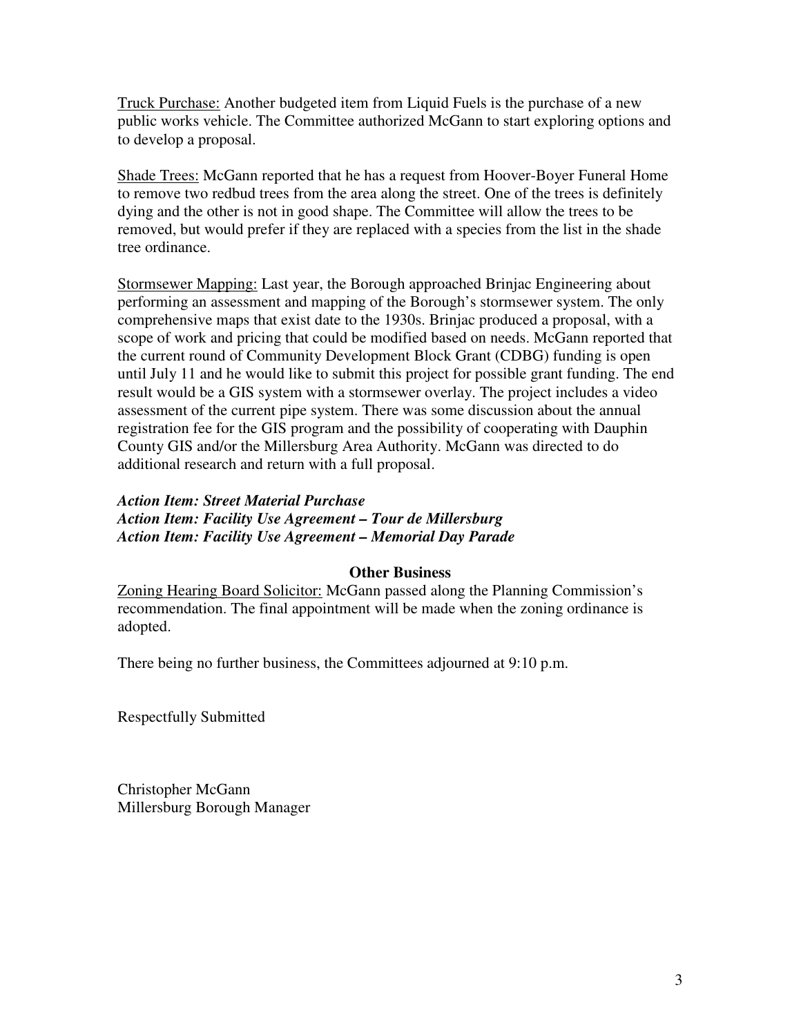<u>Truck Purchase:</u> Another budgeted item from Liquid Fuels is the purchase of a new public works vehicle. The Committee authorized McGann to start exploring options and to develop a proposal.

<u>Shade Trees:</u> McGann reported that he has a request from Hoover-Boyer Funeral Home to remove two redbud trees from the area along the street. One of the trees is definitely dying and the other is not in good shape. The Committee will allow the trees to be removed, but would prefer if they are replaced with a species from the list in the shade tree ordinance.

<u>Stormsewer Mapping:</u> Last year, the Borough approached Brinjac Engineering about performing an assessment and mapping of the Borough's stormsewer system. The only comprehensive maps that exist date to the 1930s. Brinjac produced a proposal, with a scope of work and pricing that could be modified based on needs. McGann reported that the current round of Community Development Block Grant (CDBG) funding is open until July 11 and he would like to submit this project for possible grant funding. The end result would be a GIS system with a stormsewer overlay. The project includes a video assessment of the current pipe system. There was some discussion about the annual registration fee for the GIS program and the possibility of cooperating with Dauphin County GIS and/or the Millersburg Area Authority. McGann was directed to do additional research and return with a full proposal.

***Action Item: Street Material Purchase***
***Action Item: Facility Use Agreement – Tour de Millersburg***
***Action Item: Facility Use Agreement – Memorial Day Parade***

**Other Business**

<u>Zoning Hearing Board Solicitor:</u> McGann passed along the Planning Commission's recommendation. The final appointment will be made when the zoning ordinance is adopted.

There being no further business, the Committees adjourned at 9:10 p.m.

Respectfully Submitted

Christopher McGann
Millersburg Borough Manager